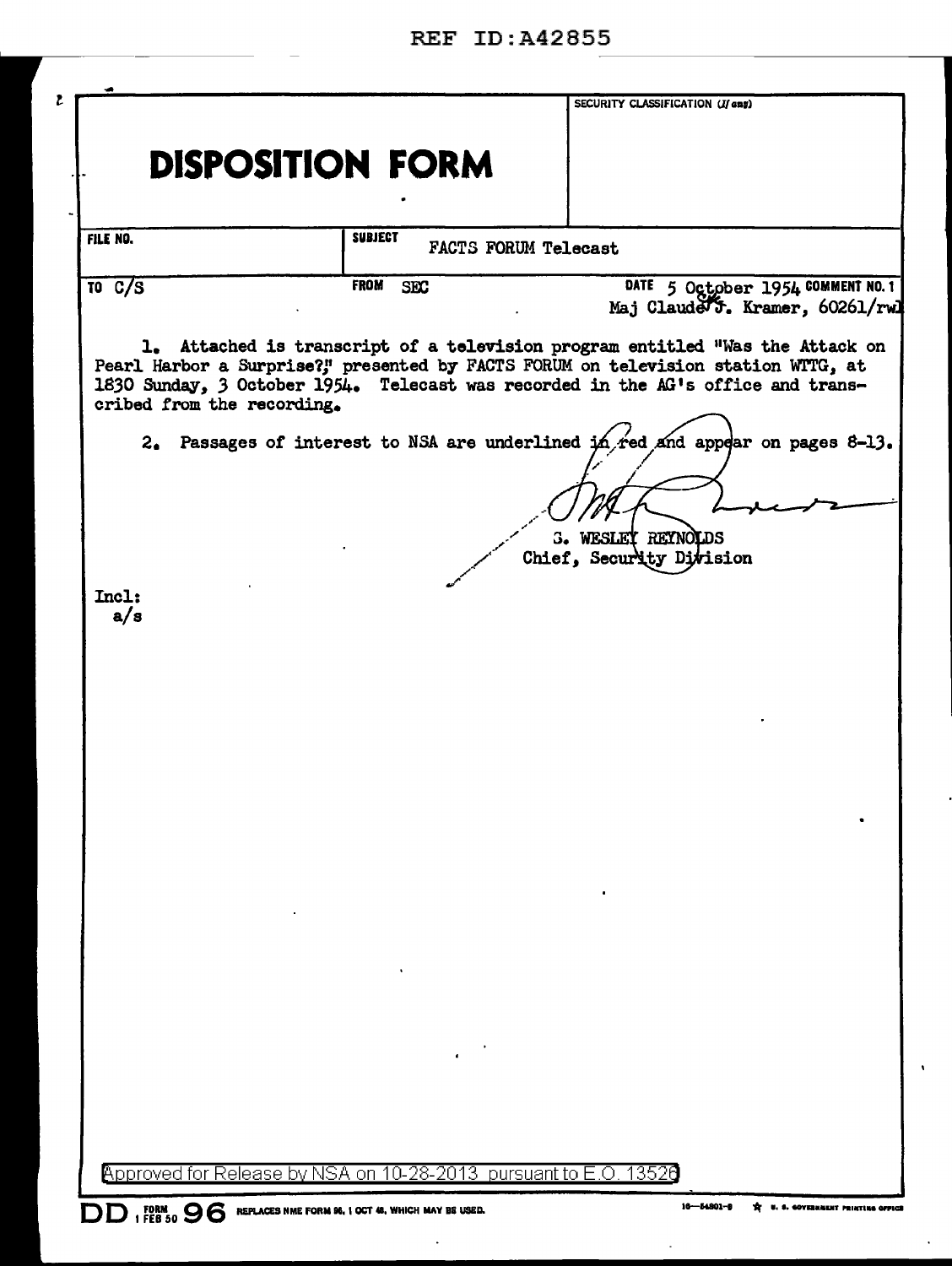REF ID:A42855

# DISPOSITION FORM

SECURITY CLASSIFICATION (If any)

| FILE NO. | SUBJECT FACTS FORUM Telecast | |
|---|---|---|
| TO C/S | FROM SEC | DATE 5 October 1954 COMMENT NO. 1 Maj Claude J. Kramer, 60261/rwl |

1. Attached is transcript of a television program entitled "Was the Attack on Pearl Harbor a Surprise?," presented by FACTS FORUM on television station WTTG, at 1830 Sunday, 3 October 1954. Telecast was recorded in the AG's office and transcribed from the recording.

2. Passages of interest to NSA are underlined in red and appear on pages 8-13.

S. WESLEY REYNOLDS
Chief, Security Division

Incl:
a/s

Approved for Release by NSA on 10-28-2013 pursuant to E.O. 13526

DD FORM 96 1 FEB 50 REPLACES NME FORM 96, 1 OCT 48, WHICH MAY BE USED.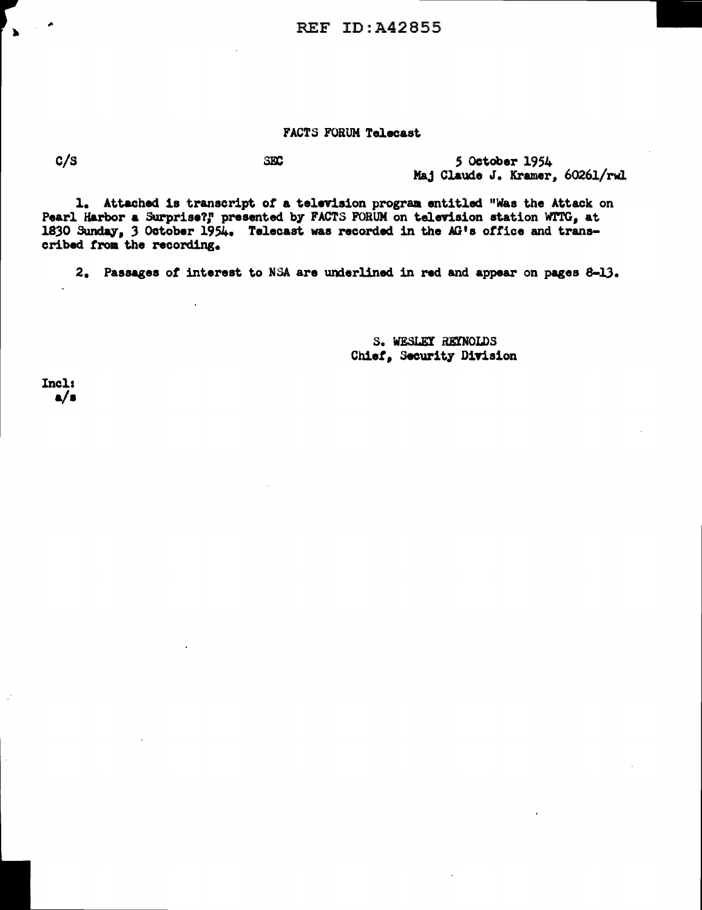REF ID:A42855

FACTS FORUM Telecast

C/S SEC 5 October 1954
Maj Claude J. Kramer, 60261/rwl

1. Attached is transcript of a television program entitled "Was the Attack on Pearl Harbor a Surprise?," presented by FACTS FORUM on television station WTTG, at 1830 Sunday, 3 October 1954. Telecast was recorded in the AG's office and transcribed from the recording.

2. Passages of interest to NSA are underlined in red and appear on pages 8-13.

S. WESLEY REYNOLDS
Chief, Security Division

Incl:
a/s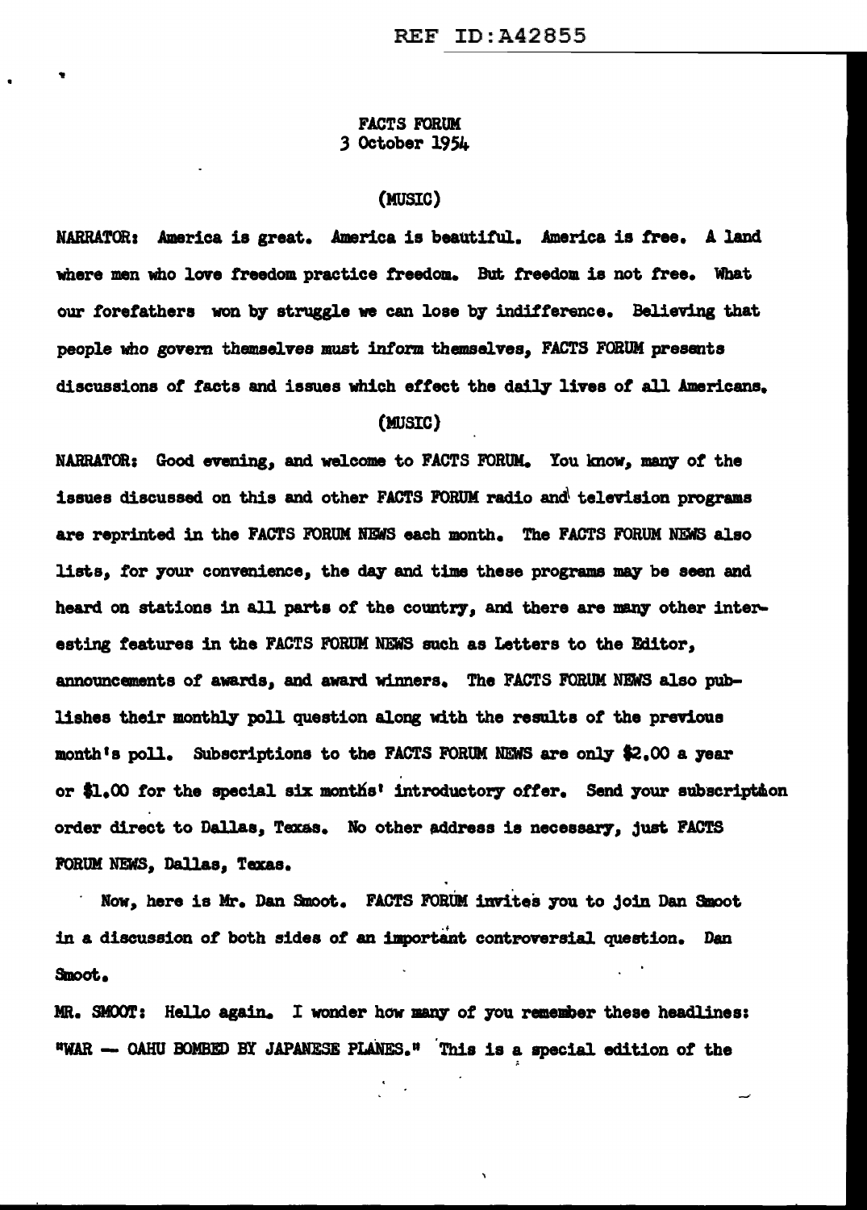FACTS FORUM
3 October 1954

(MUSIC)

NARRATOR: America is great. America is beautiful. America is free. A land where men who love freedom practice freedom. But freedom is not free. What our forefathers won by struggle we can lose by indifference. Believing that people who govern themselves must inform themselves, FACTS FORUM presents discussions of facts and issues which effect the daily lives of all Americans.

(MUSIC)

NARRATOR: Good evening, and welcome to FACTS FORUM. You know, many of the issues discussed on this and other FACTS FORUM radio and television programs are reprinted in the FACTS FORUM NEWS each month. The FACTS FORUM NEWS also lists, for your convenience, the day and time these programs may be seen and heard on stations in all parts of the country, and there are many other interesting features in the FACTS FORUM NEWS such as Letters to the Editor, announcements of awards, and award winners. The FACTS FORUM NEWS also publishes their monthly poll question along with the results of the previous month's poll. Subscriptions to the FACTS FORUM NEWS are only $2.00 a year or $1.00 for the special six months' introductory offer. Send your subscription order direct to Dallas, Texas. No other address is necessary, just FACTS FORUM NEWS, Dallas, Texas.

Now, here is Mr. Dan Smoot. FACTS FORUM invites you to join Dan Smoot in a discussion of both sides of an important controversial question. Dan Smoot.

MR. SMOOT: Hello again. I wonder how many of you remember these headlines: "WAR — OAHU BOMBED BY JAPANESE PLANES." This is a special edition of the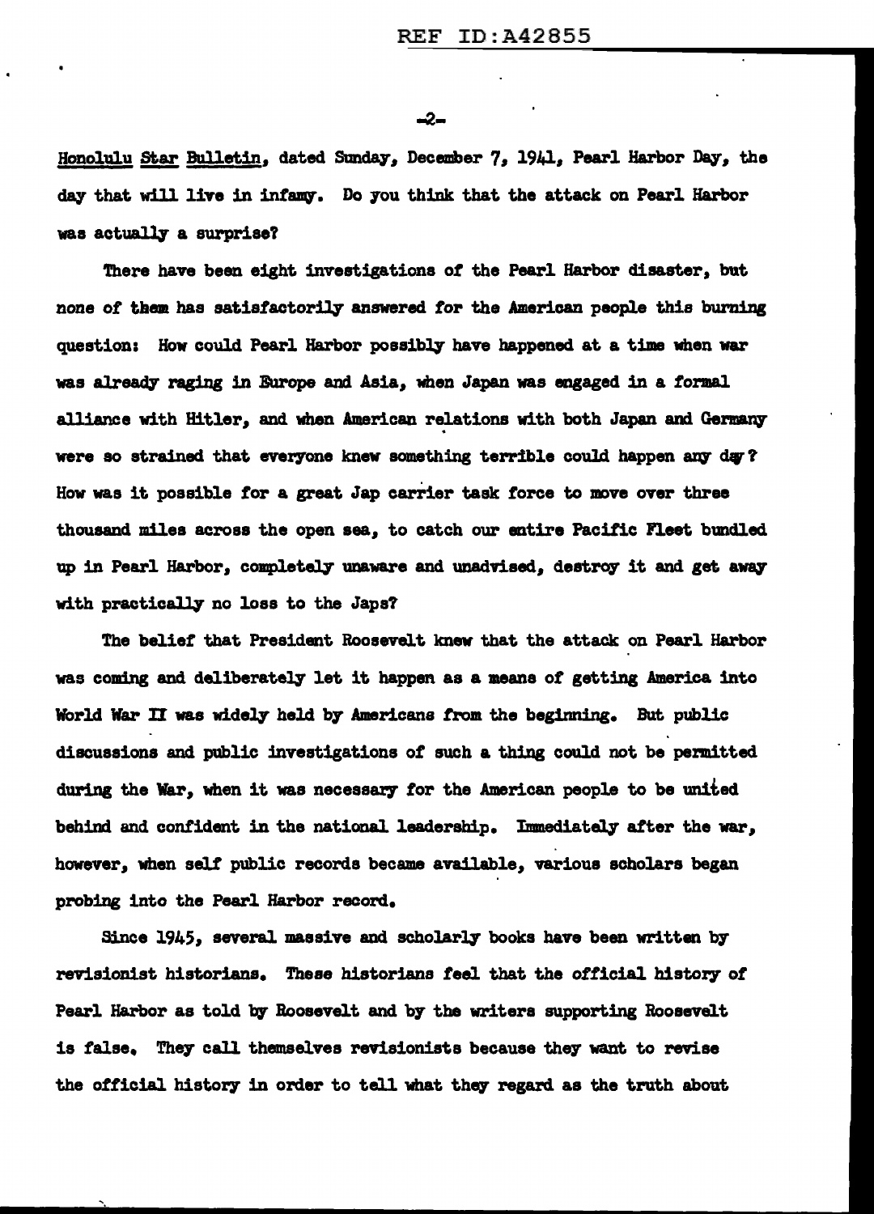Honolulu Star Bulletin, dated Sunday, December 7, 1941, Pearl Harbor Day, the day that will live in infamy. Do you think that the attack on Pearl Harbor was actually a surprise?

There have been eight investigations of the Pearl Harbor disaster, but none of them has satisfactorily answered for the American people this burning question: How could Pearl Harbor possibly have happened at a time when war was already raging in Europe and Asia, when Japan was engaged in a formal alliance with Hitler, and when American relations with both Japan and Germany were so strained that everyone knew something terrible could happen any day? How was it possible for a great Jap carrier task force to move over three thousand miles across the open sea, to catch our entire Pacific Fleet bundled up in Pearl Harbor, completely unaware and unadvised, destroy it and get away with practically no loss to the Japs?

The belief that President Roosevelt knew that the attack on Pearl Harbor was coming and deliberately let it happen as a means of getting America into World War II was widely held by Americans from the beginning. But public discussions and public investigations of such a thing could not be permitted during the War, when it was necessary for the American people to be united behind and confident in the national leadership. Immediately after the war, however, when self public records became available, various scholars began probing into the Pearl Harbor record.

Since 1945, several massive and scholarly books have been written by revisionist historians. These historians feel that the official history of Pearl Harbor as told by Roosevelt and by the writers supporting Roosevelt is false. They call themselves revisionists because they want to revise the official history in order to tell what they regard as the truth about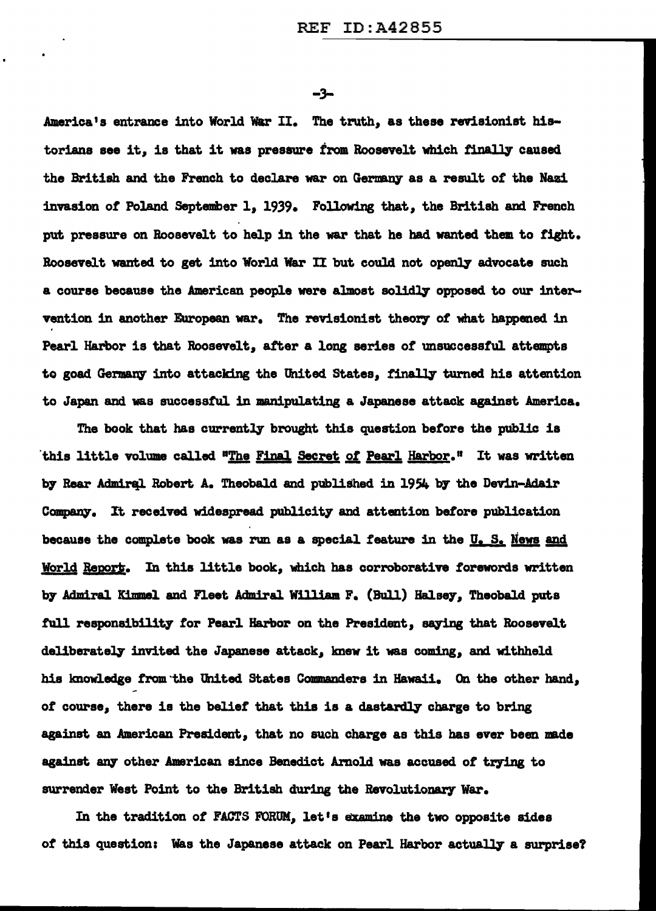America's entrance into World War II. The truth, as these revisionist historians see it, is that it was pressure from Roosevelt which finally caused the British and the French to declare war on Germany as a result of the Nazi invasion of Poland September 1, 1939. Following that, the British and French put pressure on Roosevelt to help in the war that he had wanted them to fight. Roosevelt wanted to get into World War II but could not openly advocate such a course because the American people were almost solidly opposed to our intervention in another European war. The revisionist theory of what happened in Pearl Harbor is that Roosevelt, after a long series of unsuccessful attempts to goad Germany into attacking the United States, finally turned his attention to Japan and was successful in manipulating a Japanese attack against America.

The book that has currently brought this question before the public is this little volume called "The Final Secret of Pearl Harbor." It was written by Rear Admiral Robert A. Theobald and published in 1954 by the Devin-Adair Company. It received widespread publicity and attention before publication because the complete book was run as a special feature in the U. S. News and World Report. In this little book, which has corroborative forewords written by Admiral Kimmel and Fleet Admiral William F. (Bull) Halsey, Theobald puts full responsibility for Pearl Harbor on the President, saying that Roosevelt deliberately invited the Japanese attack, knew it was coming, and withheld his knowledge from the United States Commanders in Hawaii. On the other hand, of course, there is the belief that this is a dastardly charge to bring against an American President, that no such charge as this has ever been made against any other American since Benedict Arnold was accused of trying to surrender West Point to the British during the Revolutionary War.

In the tradition of FACTS FORUM, let's examine the two opposite sides of this question: Was the Japanese attack on Pearl Harbor actually a surprise?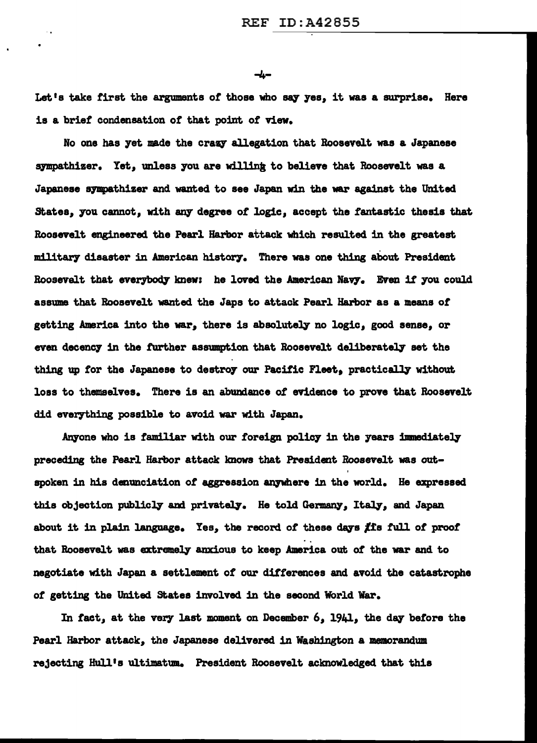Let's take first the arguments of those who say yes, it was a surprise. Here is a brief condensation of that point of view.

No one has yet made the crazy allegation that Roosevelt was a Japanese sympathizer. Yet, unless you are willing to believe that Roosevelt was a Japanese sympathizer and wanted to see Japan win the war against the United States, you cannot, with any degree of logic, accept the fantastic thesis that Roosevelt engineered the Pearl Harbor attack which resulted in the greatest military disaster in American history. There was one thing about President Roosevelt that everybody knew: he loved the American Navy. Even if you could assume that Roosevelt wanted the Japs to attack Pearl Harbor as a means of getting America into the war, there is absolutely no logic, good sense, or even decency in the further assumption that Roosevelt deliberately set the thing up for the Japanese to destroy our Pacific Fleet, practically without loss to themselves. There is an abundance of evidence to prove that Roosevelt did everything possible to avoid war with Japan.

Anyone who is familiar with our foreign policy in the years immediately preceding the Pearl Harbor attack knows that President Roosevelt was outspoken in his denunciation of aggression anywhere in the world. He expressed this objection publicly and privately. He told Germany, Italy, and Japan about it in plain language. Yes, the record of these days is full of proof that Roosevelt was extremely anxious to keep America out of the war and to negotiate with Japan a settlement of our differences and avoid the catastrophe of getting the United States involved in the second World War.

In fact, at the very last moment on December 6, 1941, the day before the Pearl Harbor attack, the Japanese delivered in Washington a memorandum rejecting Hull's ultimatum. President Roosevelt acknowledged that this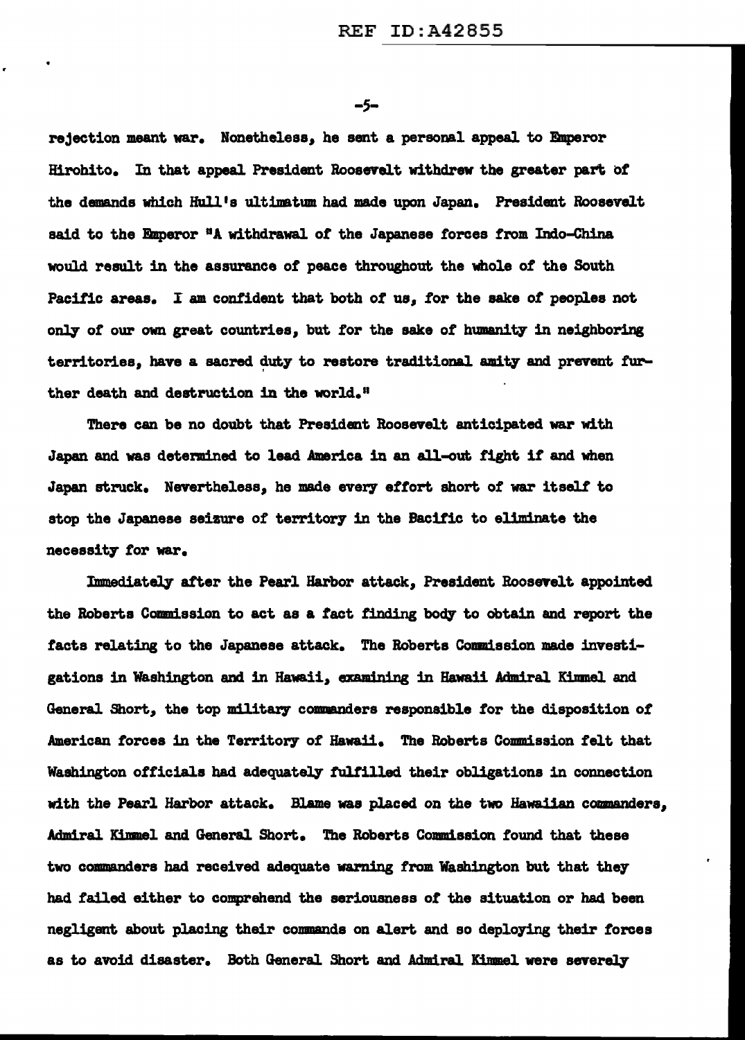rejection meant war. Nonetheless, he sent a personal appeal to Emperor Hirohito. In that appeal President Roosevelt withdrew the greater part of the demands which Hull's ultimatum had made upon Japan. President Roosevelt said to the Emperor "A withdrawal of the Japanese forces from Indo-China would result in the assurance of peace throughout the whole of the South Pacific areas. I am confident that both of us, for the sake of peoples not only of our own great countries, but for the sake of humanity in neighboring territories, have a sacred duty to restore traditional amity and prevent further death and destruction in the world."

There can be no doubt that President Roosevelt anticipated war with Japan and was determined to lead America in an all-out fight if and when Japan struck. Nevertheless, he made every effort short of war itself to stop the Japanese seizure of territory in the Bacific to eliminate the necessity for war.

Immediately after the Pearl Harbor attack, President Roosevelt appointed the Roberts Commission to act as a fact finding body to obtain and report the facts relating to the Japanese attack. The Roberts Commission made investigations in Washington and in Hawaii, examining in Hawaii Admiral Kimmel and General Short, the top military commanders responsible for the disposition of American forces in the Territory of Hawaii. The Roberts Commission felt that Washington officials had adequately fulfilled their obligations in connection with the Pearl Harbor attack. Blame was placed on the two Hawaiian commanders, Admiral Kimmel and General Short. The Roberts Commission found that these two commanders had received adequate warning from Washington but that they had failed either to comprehend the seriousness of the situation or had been negligent about placing their commands on alert and so deploying their forces as to avoid disaster. Both General Short and Admiral Kimmel were severely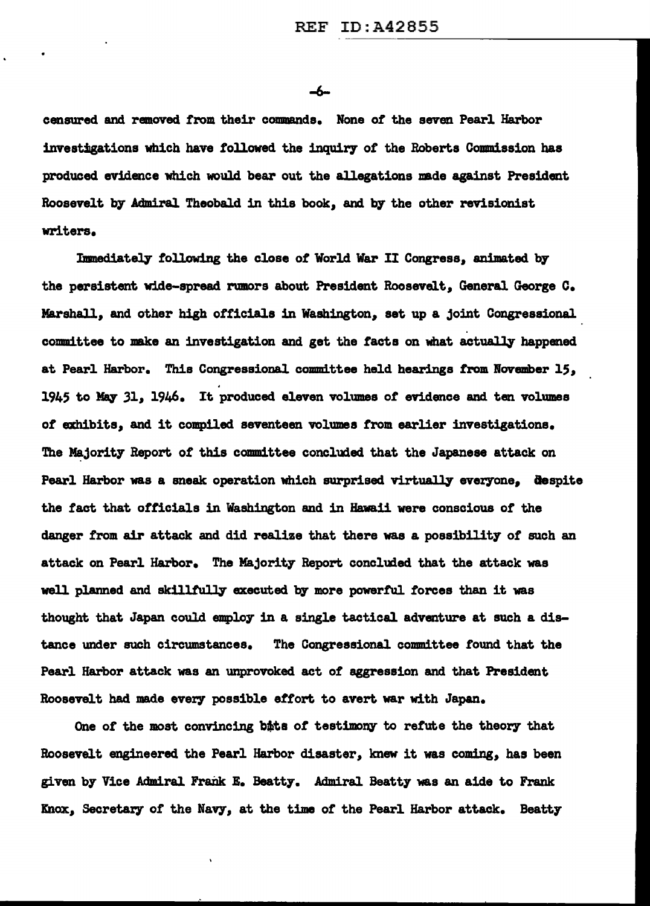censured and removed from their commands. None of the seven Pearl Harbor investigations which have followed the inquiry of the Roberts Commission has produced evidence which would bear out the allegations made against President Roosevelt by Admiral Theobald in this book, and by the other revisionist writers.

Immediately following the close of World War II Congress, animated by the persistent wide-spread rumors about President Roosevelt, General George C. Marshall, and other high officials in Washington, set up a joint Congressional committee to make an investigation and get the facts on what actually happened at Pearl Harbor. This Congressional committee held hearings from November 15, 1945 to May 31, 1946. It produced eleven volumes of evidence and ten volumes of exhibits, and it compiled seventeen volumes from earlier investigations. The Majority Report of this committee concluded that the Japanese attack on Pearl Harbor was a sneak operation which surprised virtually everyone, despite the fact that officials in Washington and in Hawaii were conscious of the danger from air attack and did realize that there was a possibility of such an attack on Pearl Harbor. The Majority Report concluded that the attack was well planned and skillfully executed by more powerful forces than it was thought that Japan could employ in a single tactical adventure at such a distance under such circumstances. The Congressional committee found that the Pearl Harbor attack was an unprovoked act of aggression and that President Roosevelt had made every possible effort to avert war with Japan.

One of the most convincing bits of testimony to refute the theory that Roosevelt engineered the Pearl Harbor disaster, knew it was coming, has been given by Vice Admiral Frank E. Beatty. Admiral Beatty was an aide to Frank Knox, Secretary of the Navy, at the time of the Pearl Harbor attack. Beatty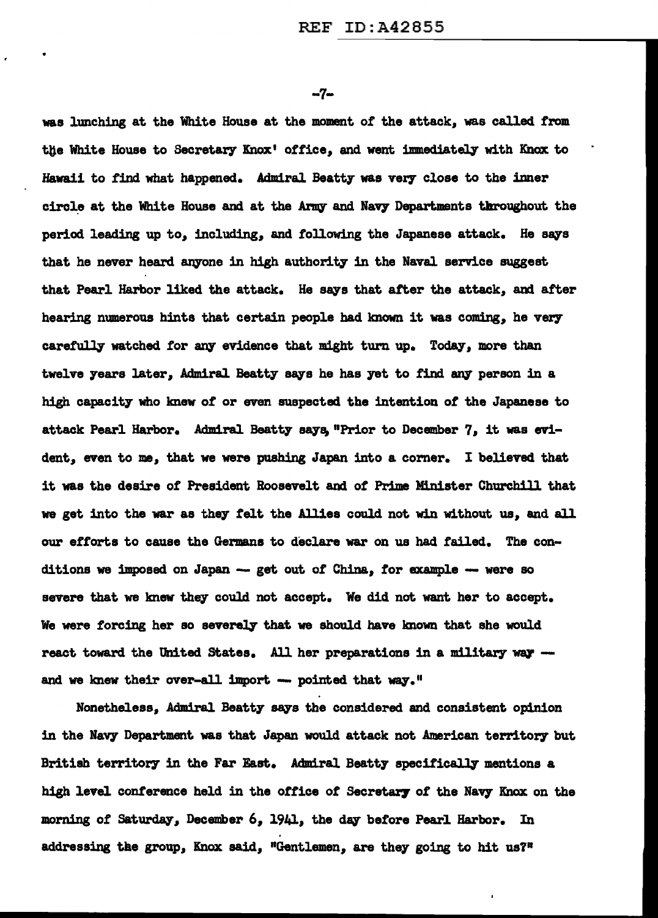was lunching at the White House at the moment of the attack, was called from the White House to Secretary Knox' office, and went immediately with Knox to Hawaii to find what happened. Admiral Beatty was very close to the inner circle at the White House and at the Army and Navy Departments throughout the period leading up to, including, and following the Japanese attack. He says that he never heard anyone in high authority in the Naval service suggest that Pearl Harbor liked the attack. He says that after the attack, and after hearing numerous hints that certain people had known it was coming, he very carefully watched for any evidence that might turn up. Today, more than twelve years later, Admiral Beatty says he has yet to find any person in a high capacity who knew of or even suspected the intention of the Japanese to attack Pearl Harbor. Admiral Beatty says, "Prior to December 7, it was evident, even to me, that we were pushing Japan into a corner. I believed that it was the desire of President Roosevelt and of Prime Minister Churchill that we get into the war as they felt the Allies could not win without us, and all our efforts to cause the Germans to declare war on us had failed. The conditions we imposed on Japan -- get out of China, for example -- were so severe that we knew they could not accept. We did not want her to accept. We were forcing her so severely that we should have known that she would react toward the United States. All her preparations in a military way -- and we knew their over-all import -- pointed that way."

Nonetheless, Admiral Beatty says the considered and consistent opinion in the Navy Department was that Japan would attack not American territory but British territory in the Far East. Admiral Beatty specifically mentions a high level conference held in the office of Secretary of the Navy Knox on the morning of Saturday, December 6, 1941, the day before Pearl Harbor. In addressing the group, Knox said, "Gentlemen, are they going to hit us?"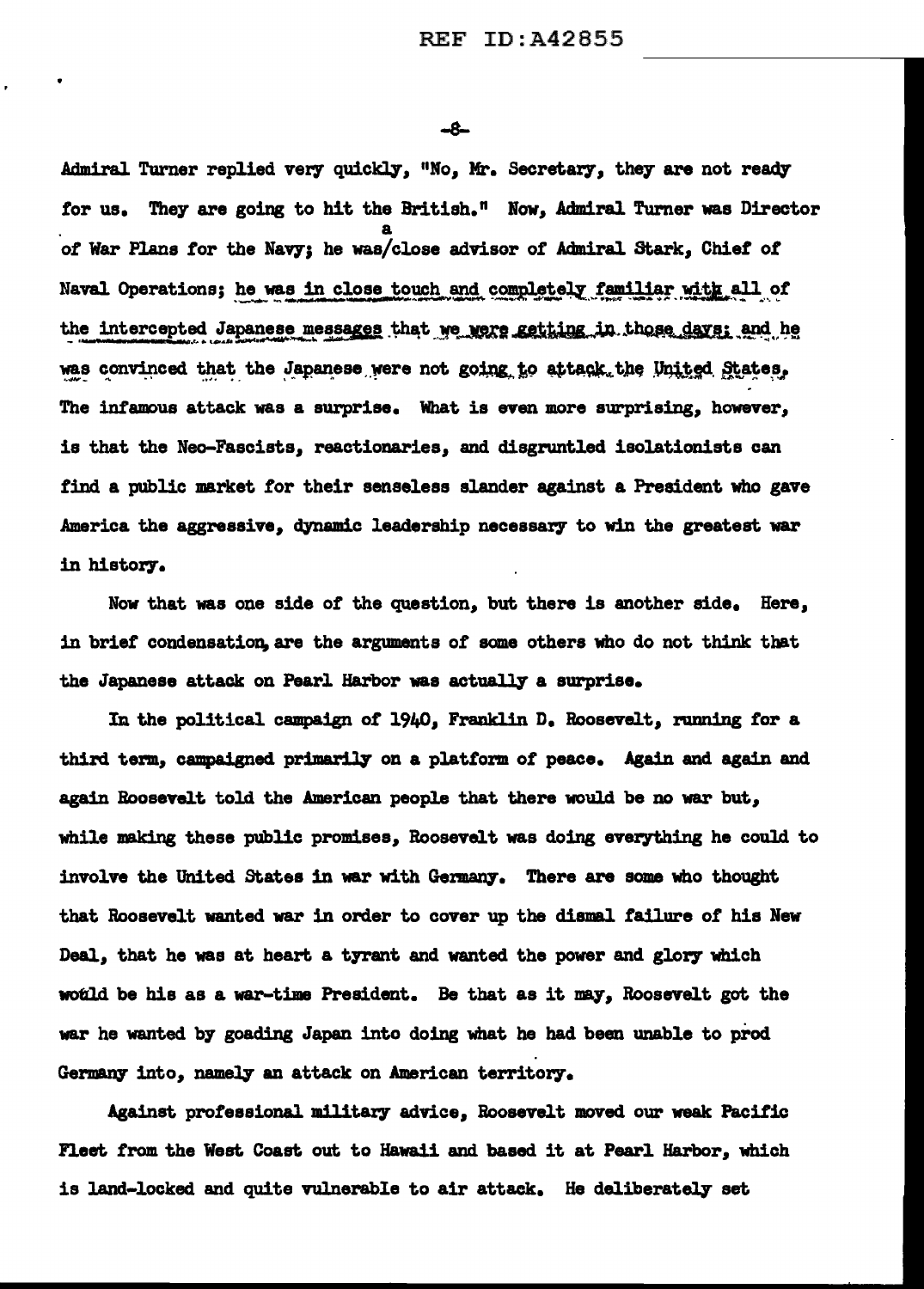Admiral Turner replied very quickly, "No, Mr. Secretary, they are not ready for us. They are going to hit the British." Now, Admiral Turner was Director of War Plans for the Navy; he was a close advisor of Admiral Stark, Chief of Naval Operations; he was in close touch and completely familiar with all of the intercepted Japanese messages that we were getting in those days; and he was convinced that the Japanese were not going to attack the United States. The infamous attack was a surprise. What is even more surprising, however, is that the Neo-Fascists, reactionaries, and disgruntled isolationists can find a public market for their senseless slander against a President who gave America the aggressive, dynamic leadership necessary to win the greatest war in history.

Now that was one side of the question, but there is another side. Here, in brief condensation, are the arguments of some others who do not think that the Japanese attack on Pearl Harbor was actually a surprise.

In the political campaign of 1940, Franklin D. Roosevelt, running for a third term, campaigned primarily on a platform of peace. Again and again and again Roosevelt told the American people that there would be no war but, while making these public promises, Roosevelt was doing everything he could to involve the United States in war with Germany. There are some who thought that Roosevelt wanted war in order to cover up the dismal failure of his New Deal, that he was at heart a tyrant and wanted the power and glory which would be his as a war-time President. Be that as it may, Roosevelt got the war he wanted by goading Japan into doing what he had been unable to prod Germany into, namely an attack on American territory.

Against professional military advice, Roosevelt moved our weak Pacific Fleet from the West Coast out to Hawaii and based it at Pearl Harbor, which is land-locked and quite vulnerable to air attack. He deliberately set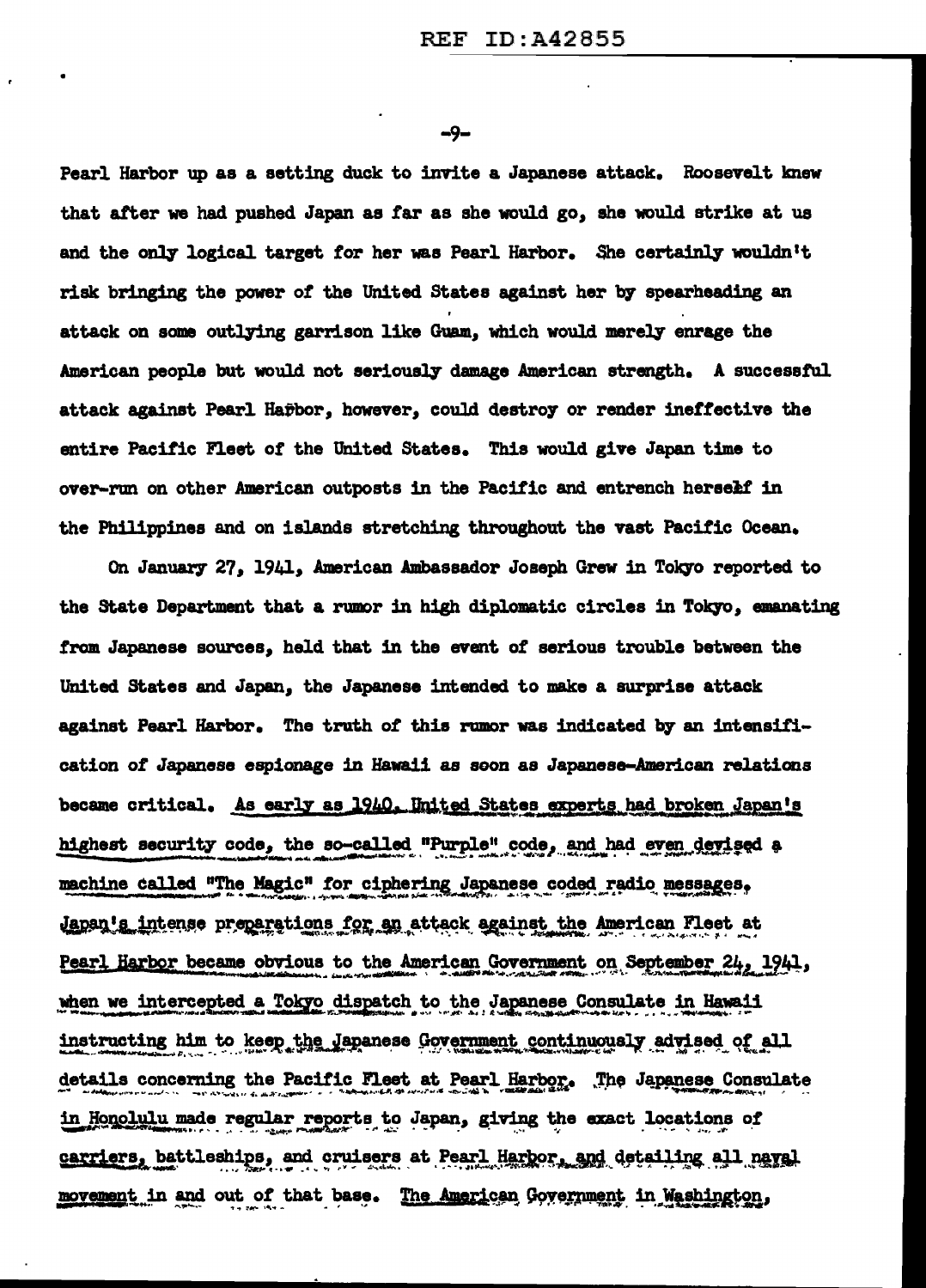Pearl Harbor up as a setting duck to invite a Japanese attack. Roosevelt knew that after we had pushed Japan as far as she would go, she would strike at us and the only logical target for her was Pearl Harbor. She certainly wouldn't risk bringing the power of the United States against her by spearheading an attack on some outlying garrison like Guam, which would merely enrage the American people but would not seriously damage American strength. A successful attack against Pearl Harbor, however, could destroy or render ineffective the entire Pacific Fleet of the United States. This would give Japan time to over-run on other American outposts in the Pacific and entrench herself in the Philippines and on islands stretching throughout the vast Pacific Ocean.

On January 27, 1941, American Ambassador Joseph Grew in Tokyo reported to the State Department that a rumor in high diplomatic circles in Tokyo, emanating from Japanese sources, held that in the event of serious trouble between the United States and Japan, the Japanese intended to make a surprise attack against Pearl Harbor. The truth of this rumor was indicated by an intensification of Japanese espionage in Hawaii as soon as Japanese-American relations became critical. As early as 1940, United States experts had broken Japan's highest security code, the so-called "Purple" code, and had even devised a machine called "The Magic" for ciphering Japanese coded radio messages. Japan's intense preparations for an attack against the American Fleet at Pearl Harbor became obvious to the American Government on September 24, 1941, when we intercepted a Tokyo dispatch to the Japanese Consulate in Hawaii instructing him to keep the Japanese Government continuously advised of all details concerning the Pacific Fleet at Pearl Harbor. The Japanese Consulate in Honolulu made regular reports to Japan, giving the exact locations of carriers, battleships, and cruisers at Pearl Harbor, and detailing all naval movement in and out of that base. The American Government in Washington,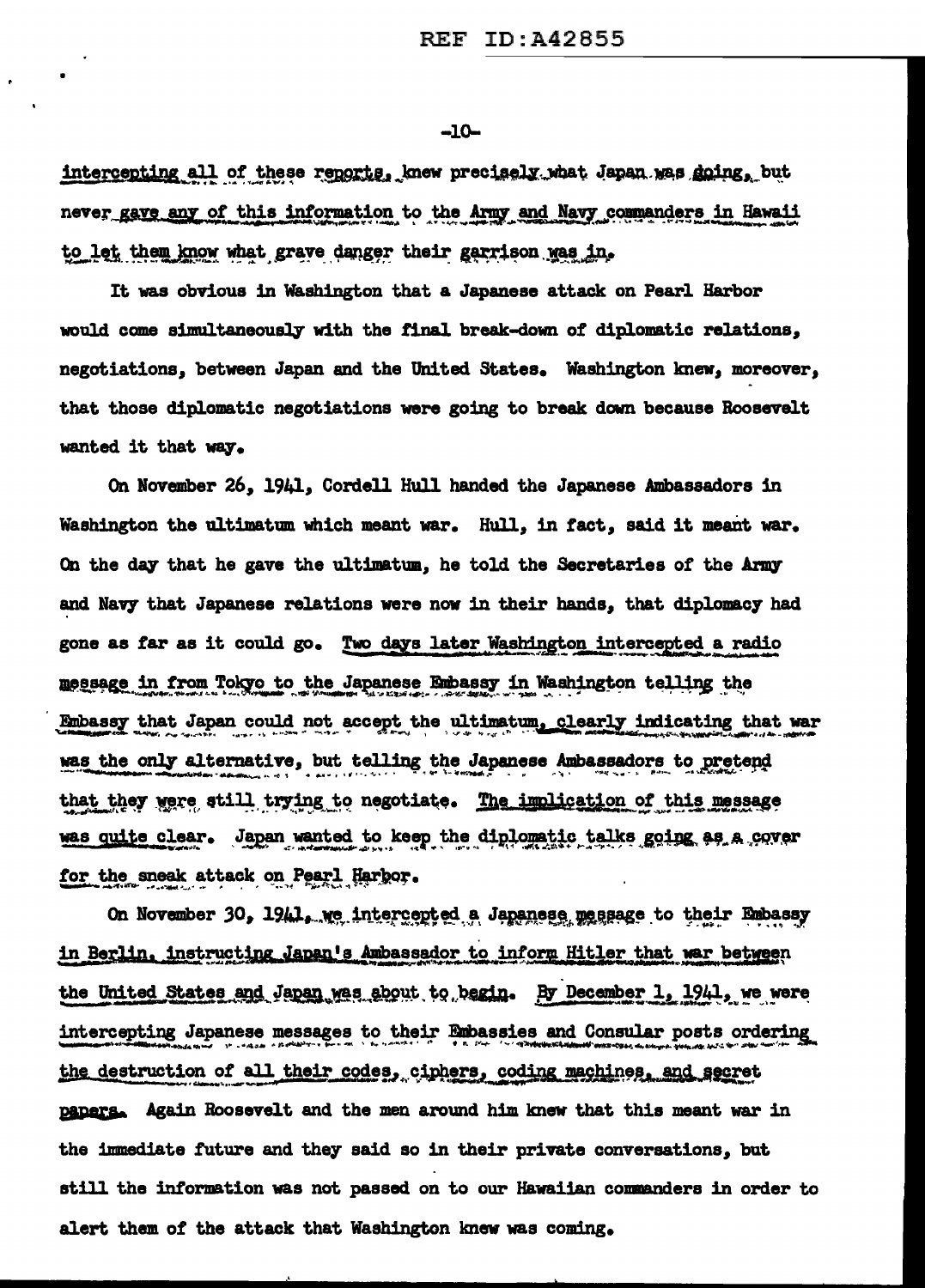intercepting all of these reports, knew precisely what Japan was doing, but never gave any of this information to the Army and Navy commanders in Hawaii to let them know what grave danger their garrison was in.

It was obvious in Washington that a Japanese attack on Pearl Harbor would come simultaneously with the final break-down of diplomatic relations, negotiations, between Japan and the United States. Washington knew, moreover, that those diplomatic negotiations were going to break down because Roosevelt wanted it that way.

On November 26, 1941, Cordell Hull handed the Japanese Ambassadors in Washington the ultimatum which meant war. Hull, in fact, said it meant war. On the day that he gave the ultimatum, he told the Secretaries of the Army and Navy that Japanese relations were now in their hands, that diplomacy had gone as far as it could go. Two days later Washington intercepted a radio message in from Tokyo to the Japanese Embassy in Washington telling the Embassy that Japan could not accept the ultimatum, clearly indicating that war was the only alternative, but telling the Japanese Ambassadors to pretend that they were still trying to negotiate. The implication of this message was quite clear. Japan wanted to keep the diplomatic talks going as a cover for the sneak attack on Pearl Harbor.

On November 30, 1941, we intercepted a Japanese message to their Embassy in Berlin, instructing Japan's Ambassador to inform Hitler that war between the United States and Japan was about to begin. By December 1, 1941, we were intercepting Japanese messages to their Embassies and Consular posts ordering the destruction of all their codes, ciphers, coding machines, and secret papers. Again Roosevelt and the men around him knew that this meant war in the immediate future and they said so in their private conversations, but still the information was not passed on to our Hawaiian commanders in order to alert them of the attack that Washington knew was coming.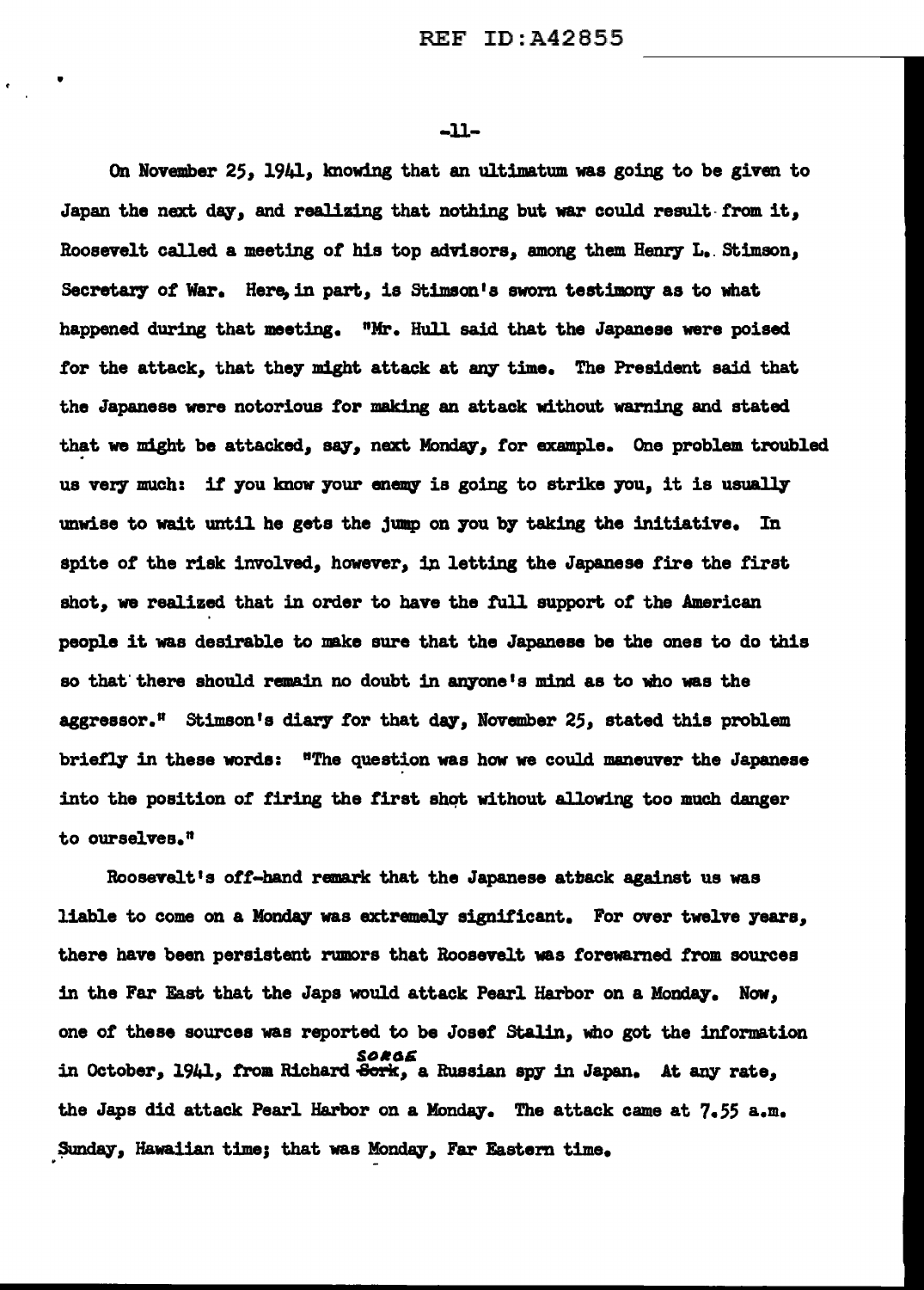On November 25, 1941, knowing that an ultimatum was going to be given to Japan the next day, and realizing that nothing but war could result from it, Roosevelt called a meeting of his top advisors, among them Henry L. Stimson, Secretary of War. Here, in part, is Stimson's sworn testimony as to what happened during that meeting. "Mr. Hull said that the Japanese were poised for the attack, that they might attack at any time. The President said that the Japanese were notorious for making an attack without warning and stated that we might be attacked, say, next Monday, for example. One problem troubled us very much: if you know your enemy is going to strike you, it is usually unwise to wait until he gets the jump on you by taking the initiative. In spite of the risk involved, however, in letting the Japanese fire the first shot, we realized that in order to have the full support of the American people it was desirable to make sure that the Japanese be the ones to do this so that there should remain no doubt in anyone's mind as to who was the aggressor." Stimson's diary for that day, November 25, stated this problem briefly in these words: "The question was how we could maneuver the Japanese into the position of firing the first shot without allowing too much danger to ourselves."

Roosevelt's off-hand remark that the Japanese attack against us was liable to come on a Monday was extremely significant. For over twelve years, there have been persistent rumors that Roosevelt was forewarned from sources in the Far East that the Japs would attack Pearl Harbor on a Monday. Now, one of these sources was reported to be Josef Stalin, who got the information in October, 1941, from Richard ~~Sork~~ SORGE, a Russian spy in Japan. At any rate, the Japs did attack Pearl Harbor on a Monday. The attack came at 7.55 a.m. Sunday, Hawaiian time; that was Monday, Far Eastern time.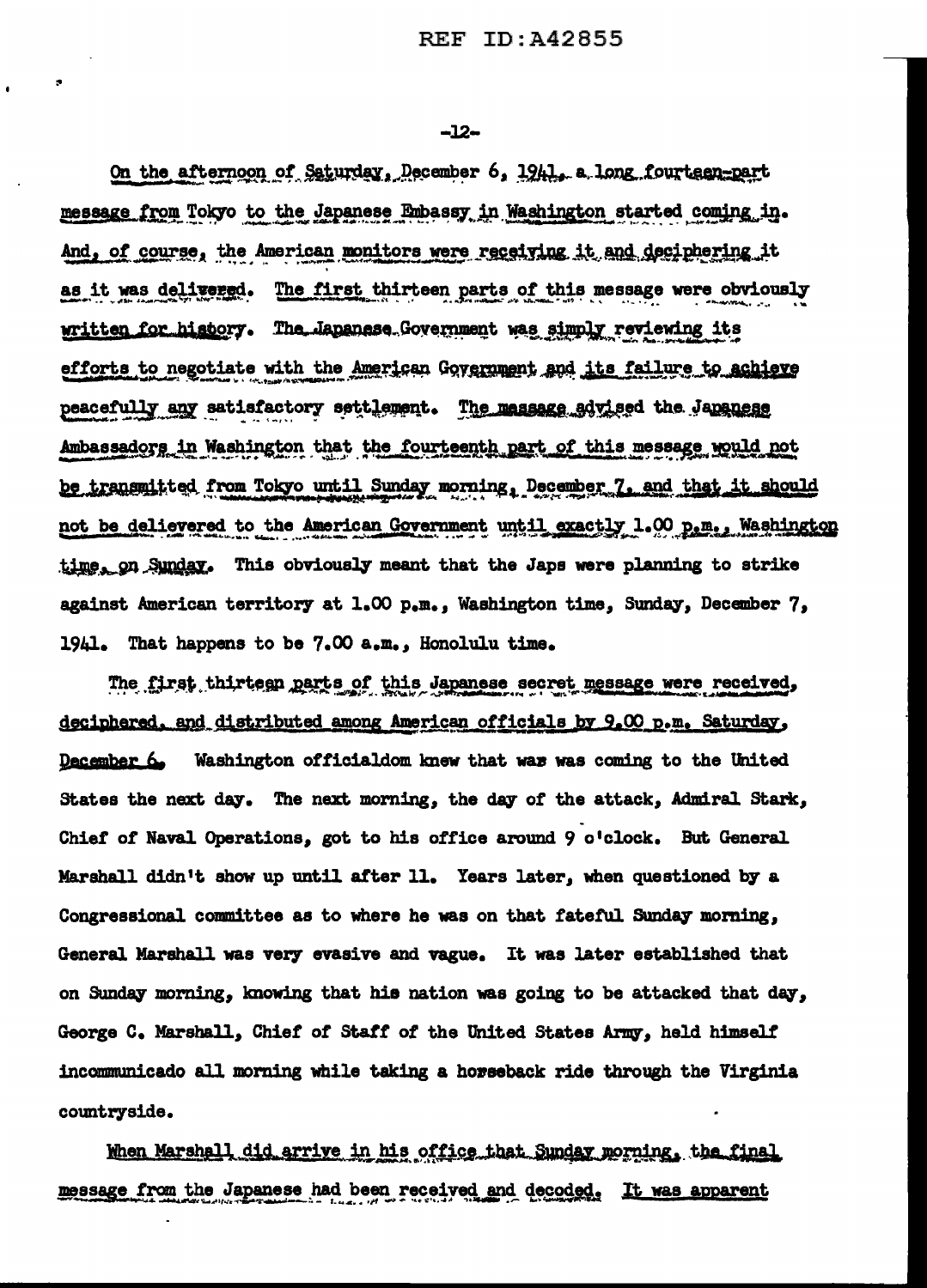On the afternoon of Saturday, December 6, 1941, a long fourteen-part message from Tokyo to the Japanese Embassy in Washington started coming in. And, of course, the American monitors were receiving it and deciphering it as it was delivered. The first thirteen parts of this message were obviously written for history. The Japanese Government was simply reviewing its efforts to negotiate with the American Government and its failure to achieve peacefully any satisfactory settlement. The message advised the Japanese Ambassadors in Washington that the fourteenth part of this message would not be transmitted from Tokyo until Sunday morning, December 7, and that it should not be delievered to the American Government until exactly 1.00 p.m., Washington time, on Sunday. This obviously meant that the Japs were planning to strike against American territory at 1.00 p.m., Washington time, Sunday, December 7, 1941. That happens to be 7.00 a.m., Honolulu time.

The first thirteen parts of this Japanese secret message were received, deciphered, and distributed among American officials by 9.00 p.m. Saturday, December 6. Washington officialdom knew that was was coming to the United States the next day. The next morning, the day of the attack, Admiral Stark, Chief of Naval Operations, got to his office around 9 o'clock. But General Marshall didn't show up until after 11. Years later, when questioned by a Congressional committee as to where he was on that fateful Sunday morning, General Marshall was very evasive and vague. It was later established that on Sunday morning, knowing that his nation was going to be attacked that day, George C. Marshall, Chief of Staff of the United States Army, held himself incommunicado all morning while taking a horseback ride through the Virginia countryside.

When Marshall did arrive in his office that Sunday morning, the final message from the Japanese had been received and decoded. It was apparent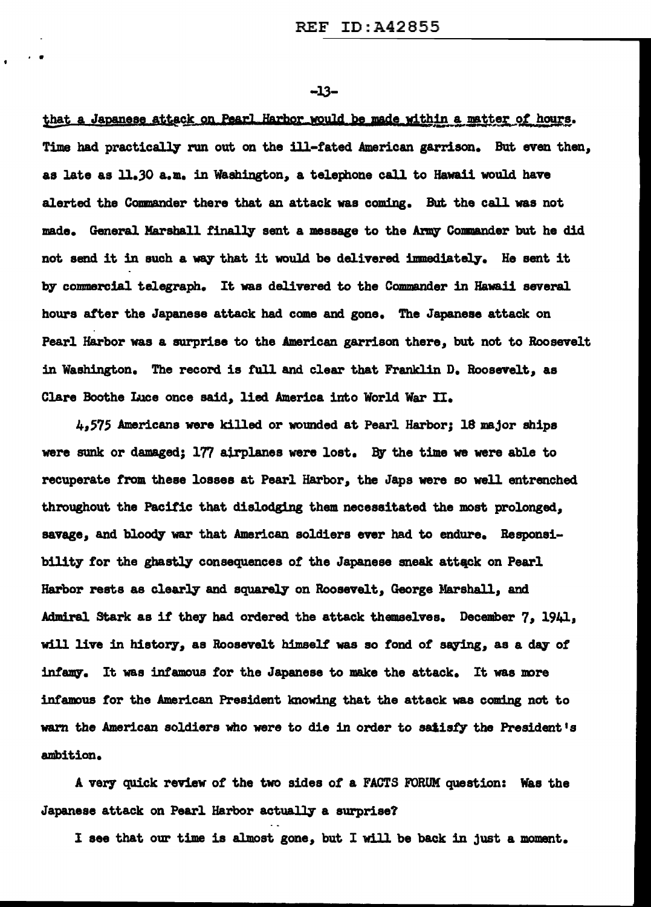that a Japanese attack on Pearl Harbor would be made within a matter of hours. Time had practically run out on the ill-fated American garrison. But even then, as late as 11.30 a.m. in Washington, a telephone call to Hawaii would have alerted the Commander there that an attack was coming. But the call was not made. General Marshall finally sent a message to the Army Commander but he did not send it in such a way that it would be delivered immediately. He sent it by commercial telegraph. It was delivered to the Commander in Hawaii several hours after the Japanese attack had come and gone. The Japanese attack on Pearl Harbor was a surprise to the American garrison there, but not to Roosevelt in Washington. The record is full and clear that Franklin D. Roosevelt, as Clare Boothe Luce once said, lied America into World War II.

4,575 Americans were killed or wounded at Pearl Harbor; 18 major ships were sunk or damaged; 177 airplanes were lost. By the time we were able to recuperate from these losses at Pearl Harbor, the Japs were so well entrenched throughout the Pacific that dislodging them necessitated the most prolonged, savage, and bloody war that American soldiers ever had to endure. Responsibility for the ghastly consequences of the Japanese sneak attack on Pearl Harbor rests as clearly and squarely on Roosevelt, George Marshall, and Admiral Stark as if they had ordered the attack themselves. December 7, 1941, will live in history, as Roosevelt himself was so fond of saying, as a day of infamy. It was infamous for the Japanese to make the attack. It was more infamous for the American President knowing that the attack was coming not to warn the American soldiers who were to die in order to satisfy the President's ambition.

A very quick review of the two sides of a FACTS FORUM question: Was the Japanese attack on Pearl Harbor actually a surprise?

I see that our time is almost gone, but I will be back in just a moment.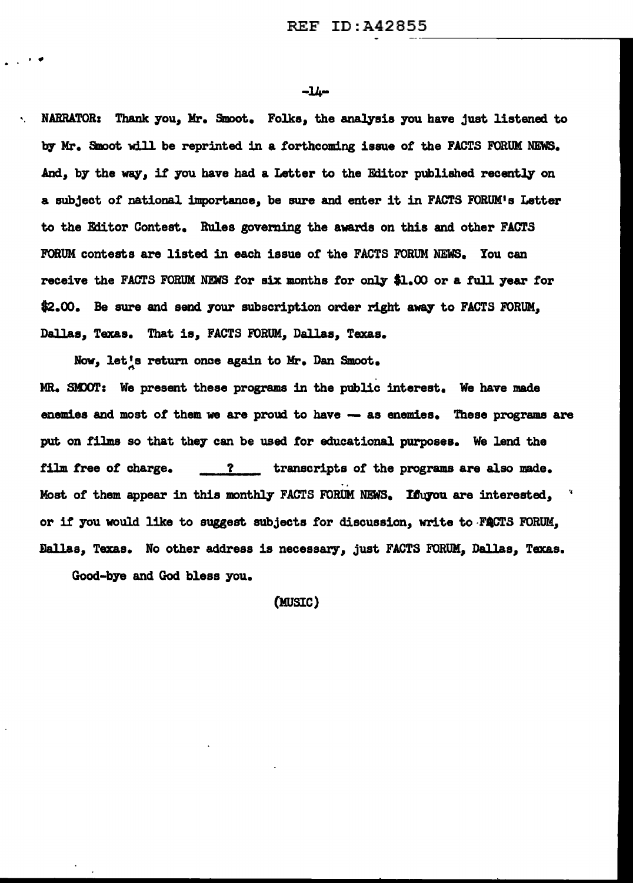NARRATOR: Thank you, Mr. Smoot. Folks, the analysis you have just listened to by Mr. Smoot will be reprinted in a forthcoming issue of the FACTS FORUM NEWS. And, by the way, if you have had a Letter to the Editor published recently on a subject of national importance, be sure and enter it in FACTS FORUM's Letter to the Editor Contest. Rules governing the awards on this and other FACTS FORUM contests are listed in each issue of the FACTS FORUM NEWS. You can receive the FACTS FORUM NEWS for six months for only $1.00 or a full year for $2.00. Be sure and send your subscription order right away to FACTS FORUM, Dallas, Texas. That is, FACTS FORUM, Dallas, Texas.

Now, let's return once again to Mr. Dan Smoot.

MR. SMOOT: We present these programs in the public interest. We have made enemies and most of them we are proud to have — as enemies. These programs are put on films so that they can be used for educational purposes. We lend the film free of charge. ___?___ transcripts of the programs are also made. Most of them appear in this monthly FACTS FORUM NEWS. If you are interested, or if you would like to suggest subjects for discussion, write to FACTS FORUM, Dallas, Texas. No other address is necessary, just FACTS FORUM, Dallas, Texas.

Good-bye and God bless you.

(MUSIC)